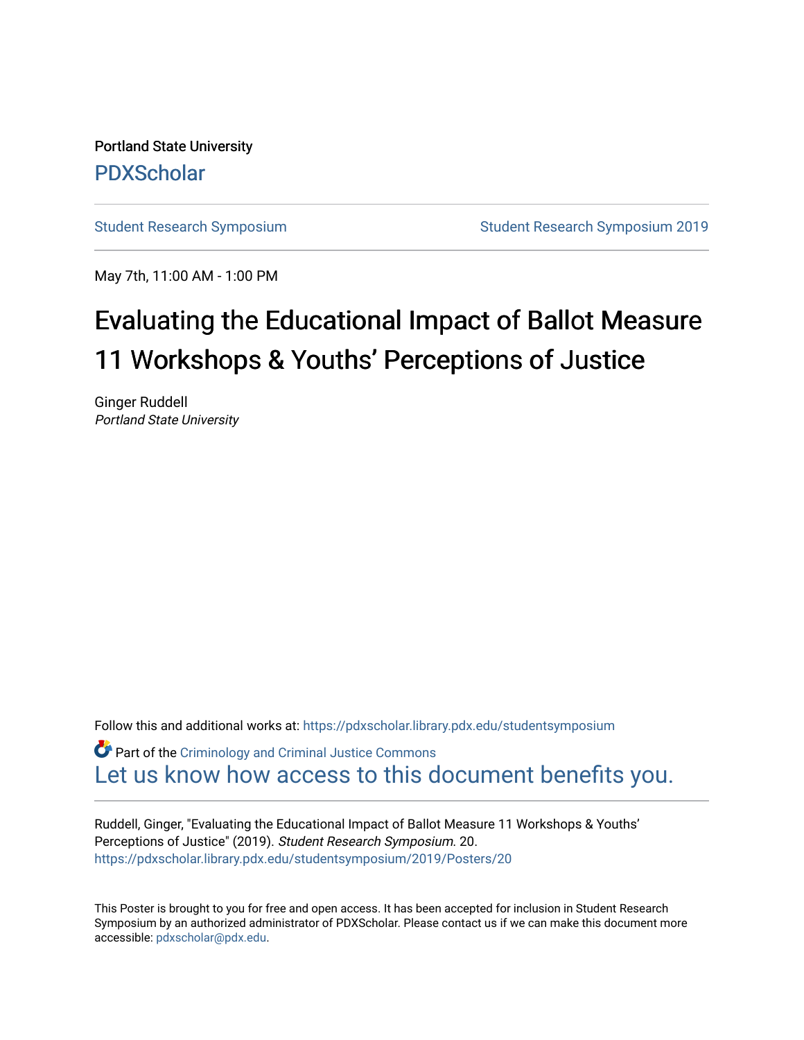Portland State University

PDXScholar

Student Research Symposium | Student Research Symposium 2019

May 7th, 11:00 AM - 1:00 PM

# Evaluating the Educational Impact of Ballot Measure 11 Workshops & Youths' Perceptions of Justice

Ginger Ruddell
*Portland State University*

Follow this and additional works at: https://pdxscholar.library.pdx.edu/studentsymposium

Part of the Criminology and Criminal Justice Commons

Let us know how access to this document benefits you.

Ruddell, Ginger, "Evaluating the Educational Impact of Ballot Measure 11 Workshops & Youths' Perceptions of Justice" (2019). *Student Research Symposium*. 20.
https://pdxscholar.library.pdx.edu/studentsymposium/2019/Posters/20

This Poster is brought to you for free and open access. It has been accepted for inclusion in Student Research Symposium by an authorized administrator of PDXScholar. Please contact us if we can make this document more accessible: pdxscholar@pdx.edu.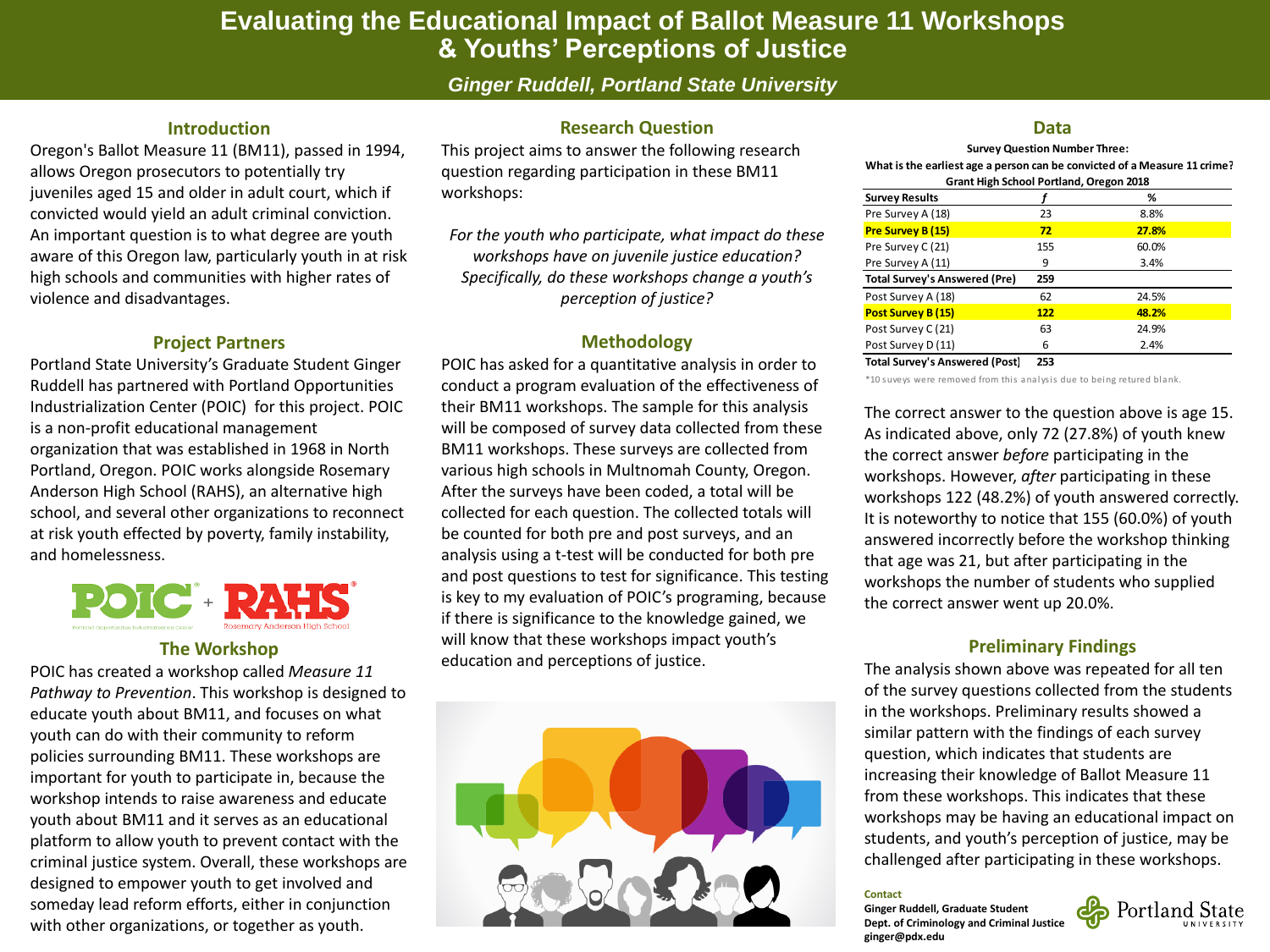# Evaluating the Educational Impact of Ballot Measure 11 Workshops & Youths' Perceptions of Justice

*Ginger Ruddell, Portland State University*

## Introduction

Oregon's Ballot Measure 11 (BM11), passed in 1994, allows Oregon prosecutors to potentially try juveniles aged 15 and older in adult court, which if convicted would yield an adult criminal conviction. An important question is to what degree are youth aware of this Oregon law, particularly youth in at risk high schools and communities with higher rates of violence and disadvantages.

## Project Partners

Portland State University's Graduate Student Ginger Ruddell has partnered with Portland Opportunities Industrialization Center (POIC) for this project. POIC is a non-profit educational management organization that was established in 1968 in North Portland, Oregon. POIC works alongside Rosemary Anderson High School (RAHS), an alternative high school, and several other organizations to reconnect at risk youth effected by poverty, family instability, and homelessness.

POIC + RAHS

Portland Opportunities Industrialization Center | Rosemary Anderson High School

## The Workshop

POIC has created a workshop called *Measure 11 Pathway to Prevention*. This workshop is designed to educate youth about BM11, and focuses on what youth can do with their community to reform policies surrounding BM11. These workshops are important for youth to participate in, because the workshop intends to raise awareness and educate youth about BM11 and it serves as an educational platform to allow youth to prevent contact with the criminal justice system. Overall, these workshops are designed to empower youth to get involved and someday lead reform efforts, either in conjunction with other organizations, or together as youth.

## Research Question

This project aims to answer the following research question regarding participation in these BM11 workshops:

*For the youth who participate, what impact do these workshops have on juvenile justice education? Specifically, do these workshops change a youth's perception of justice?*

## Methodology

POIC has asked for a quantitative analysis in order to conduct a program evaluation of the effectiveness of their BM11 workshops. The sample for this analysis will be composed of survey data collected from these BM11 workshops. These surveys are collected from various high schools in Multnomah County, Oregon. After the surveys have been coded, a total will be collected for each question. The collected totals will be counted for both pre and post surveys, and an analysis using a t-test will be conducted for both pre and post questions to test for significance. This testing is key to my evaluation of POIC's programing, because if there is significance to the knowledge gained, we will know that these workshops impact youth's education and perceptions of justice.

## Data

**Survey Question Number Three:**

**What is the earliest age a person can be convicted of a Measure 11 crime?**

**Grant High School Portland, Oregon 2018**

| **Survey Results** | ***f*** | **%** |
|---|---|---|
| Pre Survey A (18) | 23 | 8.8% |
| **Pre Survey B (15)** | **72** | **27.8%** |
| Pre Survey C (21) | 155 | 60.0% |
| Pre Survey A (11) | 9 | 3.4% |
| **Total Survey's Answered (Pre)** | **259** | |
| Post Survey A (18) | 62 | 24.5% |
| **Post Survey B (15)** | **122** | **48.2%** |
| Post Survey C (21) | 63 | 24.9% |
| Post Survey D (11) | 6 | 2.4% |
| **Total Survey's Answered (Post)** | **253** | |

*10 suveys were removed from this analysis due to being retured blank.

The correct answer to the question above is age 15. As indicated above, only 72 (27.8%) of youth knew the correct answer *before* participating in the workshops. However, *after* participating in these workshops 122 (48.2%) of youth answered correctly. It is noteworthy to notice that 155 (60.0%) of youth answered incorrectly before the workshop thinking that age was 21, but after participating in the workshops the number of students who supplied the correct answer went up 20.0%.

## Preliminary Findings

The analysis shown above was repeated for all ten of the survey questions collected from the students in the workshops. Preliminary results showed a similar pattern with the findings of each survey question, which indicates that students are increasing their knowledge of Ballot Measure 11 from these workshops. This indicates that these workshops may be having an educational impact on students, and youth's perception of justice, may be challenged after participating in these workshops.

**Contact**

**Ginger Ruddell, Graduate Student**
**Dept. of Criminology and Criminal Justice**
**ginger@pdx.edu**

Portland State University